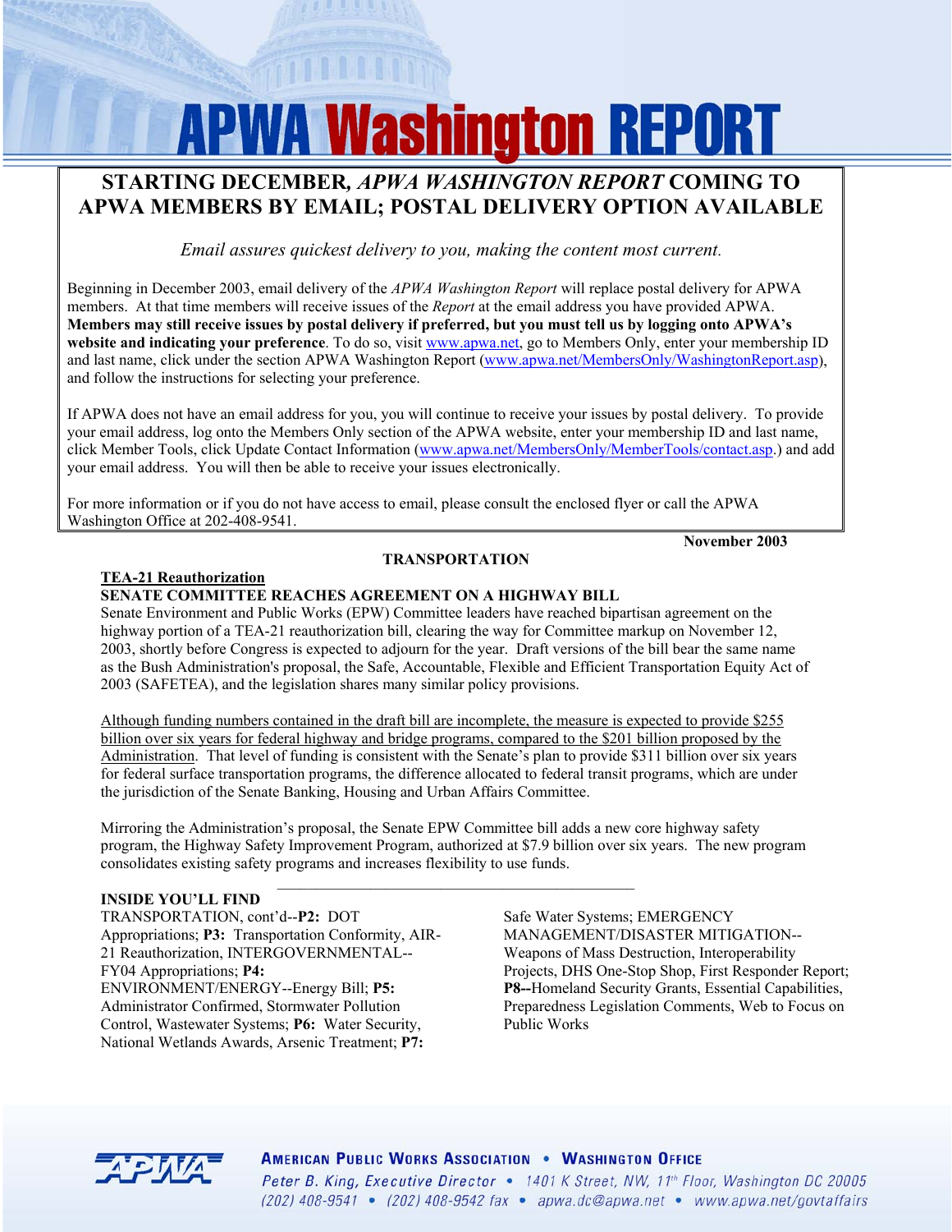# APWA Washington REPORT

## STARTING DECEMBER, *APWA WASHINGTON REPORT* COMING TO APWA MEMBERS BY EMAIL; POSTAL DELIVERY OPTION AVAILABLE

*Email assures quickest delivery to you, making the content most current.*

Beginning in December 2003, email delivery of the *APWA Washington Report* will replace postal delivery for APWA members. At that time members will receive issues of the *Report* at the email address you have provided APWA. **Members may still receive issues by postal delivery if preferred, but you must tell us by logging onto APWA's website and indicating your preference**. To do so, visit www.apwa.net, go to Members Only, enter your membership ID and last name, click under the section APWA Washington Report (www.apwa.net/MembersOnly/WashingtonReport.asp), and follow the instructions for selecting your preference.

If APWA does not have an email address for you, you will continue to receive your issues by postal delivery. To provide your email address, log onto the Members Only section of the APWA website, enter your membership ID and last name, click Member Tools, click Update Contact Information (www.apwa.net/MembersOnly/MemberTools/contact.asp.) and add your email address. You will then be able to receive your issues electronically.

For more information or if you do not have access to email, please consult the enclosed flyer or call the APWA Washington Office at 202-408-9541.

**November 2003**

## TRANSPORTATION

**TEA-21 Reauthorization**

### SENATE COMMITTEE REACHES AGREEMENT ON A HIGHWAY BILL

Senate Environment and Public Works (EPW) Committee leaders have reached bipartisan agreement on the highway portion of a TEA-21 reauthorization bill, clearing the way for Committee markup on November 12, 2003, shortly before Congress is expected to adjourn for the year. Draft versions of the bill bear the same name as the Bush Administration's proposal, the Safe, Accountable, Flexible and Efficient Transportation Equity Act of 2003 (SAFETEA), and the legislation shares many similar policy provisions.

Although funding numbers contained in the draft bill are incomplete, the measure is expected to provide $255 billion over six years for federal highway and bridge programs, compared to the $201 billion proposed by the Administration. That level of funding is consistent with the Senate's plan to provide $311 billion over six years for federal surface transportation programs, the difference allocated to federal transit programs, which are under the jurisdiction of the Senate Banking, Housing and Urban Affairs Committee.

Mirroring the Administration's proposal, the Senate EPW Committee bill adds a new core highway safety program, the Highway Safety Improvement Program, authorized at $7.9 billion over six years. The new program consolidates existing safety programs and increases flexibility to use funds.

---

**INSIDE YOU'LL FIND**

TRANSPORTATION, cont'd--**P2:** DOT Appropriations; **P3:** Transportation Conformity, AIR-21 Reauthorization, INTERGOVERNMENTAL--FY04 Appropriations; **P4:** ENVIRONMENT/ENERGY--Energy Bill; **P5:** Administrator Confirmed, Stormwater Pollution Control, Wastewater Systems; **P6:** Water Security, National Wetlands Awards, Arsenic Treatment; **P7:** Safe Water Systems; EMERGENCY MANAGEMENT/DISASTER MITIGATION--Weapons of Mass Destruction, Interoperability Projects, DHS One-Stop Shop, First Responder Report; **P8--**Homeland Security Grants, Essential Capabilities, Preparedness Legislation Comments, Web to Focus on Public Works

AMERICAN PUBLIC WORKS ASSOCIATION • WASHINGTON OFFICE
Peter B. King, Executive Director • 1401 K Street, NW, 11th Floor, Washington DC 20005
(202) 408-9541 • (202) 408-9542 fax • apwa.dc@apwa.net • www.apwa.net/govtaffairs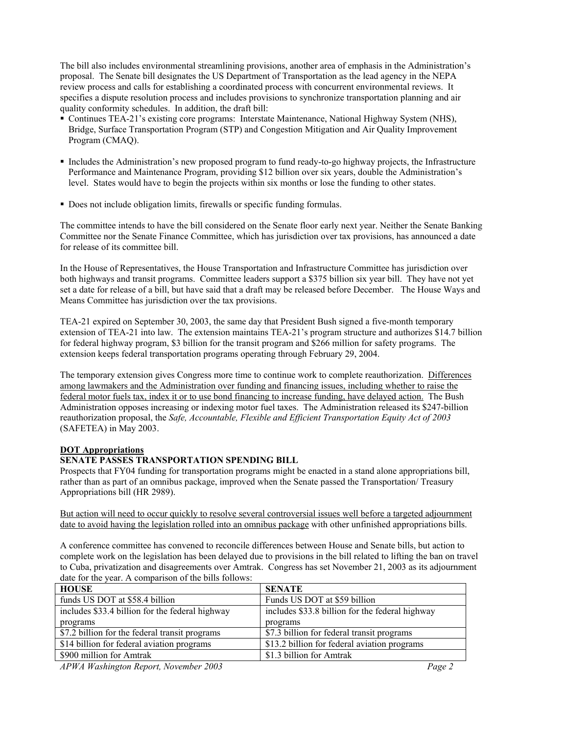The bill also includes environmental streamlining provisions, another area of emphasis in the Administration's proposal. The Senate bill designates the US Department of Transportation as the lead agency in the NEPA review process and calls for establishing a coordinated process with concurrent environmental reviews. It specifies a dispute resolution process and includes provisions to synchronize transportation planning and air quality conformity schedules. In addition, the draft bill:

- Continues TEA-21's existing core programs: Interstate Maintenance, National Highway System (NHS), Bridge, Surface Transportation Program (STP) and Congestion Mitigation and Air Quality Improvement Program (CMAQ).
- Includes the Administration's new proposed program to fund ready-to-go highway projects, the Infrastructure Performance and Maintenance Program, providing $12 billion over six years, double the Administration's level. States would have to begin the projects within six months or lose the funding to other states.
- Does not include obligation limits, firewalls or specific funding formulas.

The committee intends to have the bill considered on the Senate floor early next year. Neither the Senate Banking Committee nor the Senate Finance Committee, which has jurisdiction over tax provisions, has announced a date for release of its committee bill.

In the House of Representatives, the House Transportation and Infrastructure Committee has jurisdiction over both highways and transit programs. Committee leaders support a $375 billion six year bill. They have not yet set a date for release of a bill, but have said that a draft may be released before December. The House Ways and Means Committee has jurisdiction over the tax provisions.

TEA-21 expired on September 30, 2003, the same day that President Bush signed a five-month temporary extension of TEA-21 into law. The extension maintains TEA-21's program structure and authorizes $14.7 billion for federal highway program, $3 billion for the transit program and $266 million for safety programs. The extension keeps federal transportation programs operating through February 29, 2004.

The temporary extension gives Congress more time to continue work to complete reauthorization. Differences among lawmakers and the Administration over funding and financing issues, including whether to raise the federal motor fuels tax, index it or to use bond financing to increase funding, have delayed action. The Bush Administration opposes increasing or indexing motor fuel taxes. The Administration released its $247-billion reauthorization proposal, the *Safe, Accountable, Flexible and Efficient Transportation Equity Act of 2003* (SAFETEA) in May 2003.

**DOT Appropriations**

**SENATE PASSES TRANSPORTATION SPENDING BILL**

Prospects that FY04 funding for transportation programs might be enacted in a stand alone appropriations bill, rather than as part of an omnibus package, improved when the Senate passed the Transportation/ Treasury Appropriations bill (HR 2989).

But action will need to occur quickly to resolve several controversial issues well before a targeted adjournment date to avoid having the legislation rolled into an omnibus package with other unfinished appropriations bills.

A conference committee has convened to reconcile differences between House and Senate bills, but action to complete work on the legislation has been delayed due to provisions in the bill related to lifting the ban on travel to Cuba, privatization and disagreements over Amtrak. Congress has set November 21, 2003 as its adjournment date for the year. A comparison of the bills follows:

| **HOUSE** | **SENATE** |
|---|---|
| funds US DOT at $58.4 billion | Funds US DOT at $59 billion |
| includes $33.4 billion for the federal highway programs | includes $33.8 billion for the federal highway programs |
| $7.2 billion for the federal transit programs | $7.3 billion for federal transit programs |
| $14 billion for federal aviation programs | $13.2 billion for federal aviation programs |
| $900 million for Amtrak | $1.3 billion for Amtrak |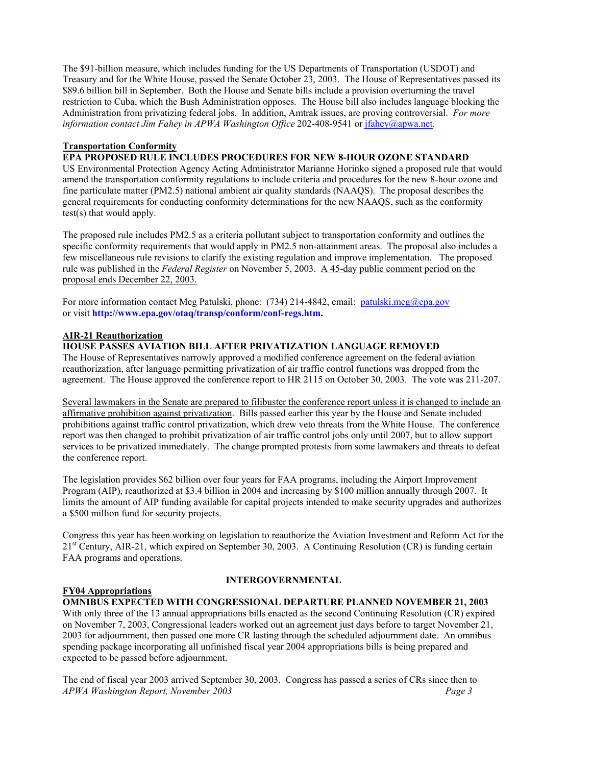The $91-billion measure, which includes funding for the US Departments of Transportation (USDOT) and Treasury and for the White House, passed the Senate October 23, 2003. The House of Representatives passed its $89.6 billion bill in September. Both the House and Senate bills include a provision overturning the travel restriction to Cuba, which the Bush Administration opposes. The House bill also includes language blocking the Administration from privatizing federal jobs. In addition, Amtrak issues, are proving controversial. *For more information contact Jim Fahey in APWA Washington Office* 202-408-9541 or jfahey@apwa.net.

**Transportation Conformity**

**EPA PROPOSED RULE INCLUDES PROCEDURES FOR NEW 8-HOUR OZONE STANDARD**

US Environmental Protection Agency Acting Administrator Marianne Horinko signed a proposed rule that would amend the transportation conformity regulations to include criteria and procedures for the new 8-hour ozone and fine particulate matter (PM2.5) national ambient air quality standards (NAAQS). The proposal describes the general requirements for conducting conformity determinations for the new NAAQS, such as the conformity test(s) that would apply.

The proposed rule includes PM2.5 as a criteria pollutant subject to transportation conformity and outlines the specific conformity requirements that would apply in PM2.5 non-attainment areas. The proposal also includes a few miscellaneous rule revisions to clarify the existing regulation and improve implementation. The proposed rule was published in the *Federal Register* on November 5, 2003. A 45-day public comment period on the proposal ends December 22, 2003.

For more information contact Meg Patulski, phone: (734) 214-4842, email: patulski.meg@epa.gov or visit **http://www.epa.gov/otaq/transp/conform/conf-regs.htm.**

**AIR-21 Reauthorization**

**HOUSE PASSES AVIATION BILL AFTER PRIVATIZATION LANGUAGE REMOVED**

The House of Representatives narrowly approved a modified conference agreement on the federal aviation reauthorization, after language permitting privatization of air traffic control functions was dropped from the agreement. The House approved the conference report to HR 2115 on October 30, 2003. The vote was 211-207.

Several lawmakers in the Senate are prepared to filibuster the conference report unless it is changed to include an affirmative prohibition against privatization. Bills passed earlier this year by the House and Senate included prohibitions against traffic control privatization, which drew veto threats from the White House. The conference report was then changed to prohibit privatization of air traffic control jobs only until 2007, but to allow support services to be privatized immediately. The change prompted protests from some lawmakers and threats to defeat the conference report.

The legislation provides $62 billion over four years for FAA programs, including the Airport Improvement Program (AIP), reauthorized at $3.4 billion in 2004 and increasing by $100 million annually through 2007. It limits the amount of AIP funding available for capital projects intended to make security upgrades and authorizes a $500 million fund for security projects.

Congress this year has been working on legislation to reauthorize the Aviation Investment and Reform Act for the 21st Century, AIR-21, which expired on September 30, 2003. A Continuing Resolution (CR) is funding certain FAA programs and operations.

## INTERGOVERNMENTAL

**FY04 Appropriations**

**OMNIBUS EXPECTED WITH CONGRESSIONAL DEPARTURE PLANNED NOVEMBER 21, 2003**

With only three of the 13 annual appropriations bills enacted as the second Continuing Resolution (CR) expired on November 7, 2003, Congressional leaders worked out an agreement just days before to target November 21, 2003 for adjournment, then passed one more CR lasting through the scheduled adjournment date. An omnibus spending package incorporating all unfinished fiscal year 2004 appropriations bills is being prepared and expected to be passed before adjournment.

The end of fiscal year 2003 arrived September 30, 2003. Congress has passed a series of CRs since then to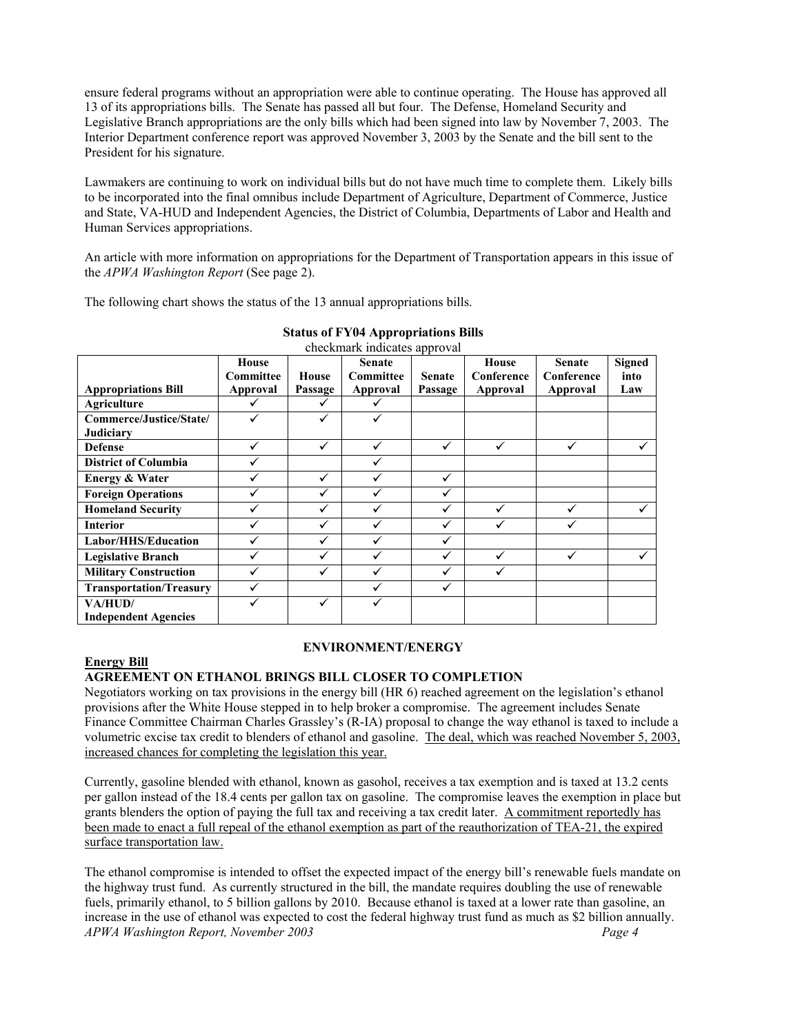ensure federal programs without an appropriation were able to continue operating. The House has approved all 13 of its appropriations bills. The Senate has passed all but four. The Defense, Homeland Security and Legislative Branch appropriations are the only bills which had been signed into law by November 7, 2003. The Interior Department conference report was approved November 3, 2003 by the Senate and the bill sent to the President for his signature.

Lawmakers are continuing to work on individual bills but do not have much time to complete them. Likely bills to be incorporated into the final omnibus include Department of Agriculture, Department of Commerce, Justice and State, VA-HUD and Independent Agencies, the District of Columbia, Departments of Labor and Health and Human Services appropriations.

An article with more information on appropriations for the Department of Transportation appears in this issue of the *APWA Washington Report* (See page 2).

The following chart shows the status of the 13 annual appropriations bills.

**Status of FY04 Appropriations Bills**

checkmark indicates approval

| Appropriations Bill | House Committee Approval | House Passage | Senate Committee Approval | Senate Passage | House Conference Approval | Senate Conference Approval | Signed into Law |
|---|---|---|---|---|---|---|---|
| **Agriculture** | ✓ | ✓ | ✓ | | | | |
| **Commerce/Justice/State/ Judiciary** | ✓ | ✓ | ✓ | | | | |
| **Defense** | ✓ | ✓ | ✓ | ✓ | ✓ | ✓ | ✓ |
| **District of Columbia** | ✓ | | ✓ | | | | |
| **Energy & Water** | ✓ | ✓ | ✓ | ✓ | | | |
| **Foreign Operations** | ✓ | ✓ | ✓ | ✓ | | | |
| **Homeland Security** | ✓ | ✓ | ✓ | ✓ | ✓ | ✓ | ✓ |
| **Interior** | ✓ | ✓ | ✓ | ✓ | ✓ | ✓ | |
| **Labor/HHS/Education** | ✓ | ✓ | ✓ | ✓ | | | |
| **Legislative Branch** | ✓ | ✓ | ✓ | ✓ | ✓ | ✓ | ✓ |
| **Military Construction** | ✓ | ✓ | ✓ | ✓ | ✓ | | |
| **Transportation/Treasury** | ✓ | | ✓ | ✓ | | | |
| **VA/HUD/ Independent Agencies** | ✓ | ✓ | ✓ | | | | |

## ENVIRONMENT/ENERGY

**Energy Bill**

### AGREEMENT ON ETHANOL BRINGS BILL CLOSER TO COMPLETION

Negotiators working on tax provisions in the energy bill (HR 6) reached agreement on the legislation's ethanol provisions after the White House stepped in to help broker a compromise. The agreement includes Senate Finance Committee Chairman Charles Grassley's (R-IA) proposal to change the way ethanol is taxed to include a volumetric excise tax credit to blenders of ethanol and gasoline. The deal, which was reached November 5, 2003, increased chances for completing the legislation this year.

Currently, gasoline blended with ethanol, known as gasohol, receives a tax exemption and is taxed at 13.2 cents per gallon instead of the 18.4 cents per gallon tax on gasoline. The compromise leaves the exemption in place but grants blenders the option of paying the full tax and receiving a tax credit later. A commitment reportedly has been made to enact a full repeal of the ethanol exemption as part of the reauthorization of TEA-21, the expired surface transportation law.

The ethanol compromise is intended to offset the expected impact of the energy bill's renewable fuels mandate on the highway trust fund. As currently structured in the bill, the mandate requires doubling the use of renewable fuels, primarily ethanol, to 5 billion gallons by 2010. Because ethanol is taxed at a lower rate than gasoline, an increase in the use of ethanol was expected to cost the federal highway trust fund as much as $2 billion annually.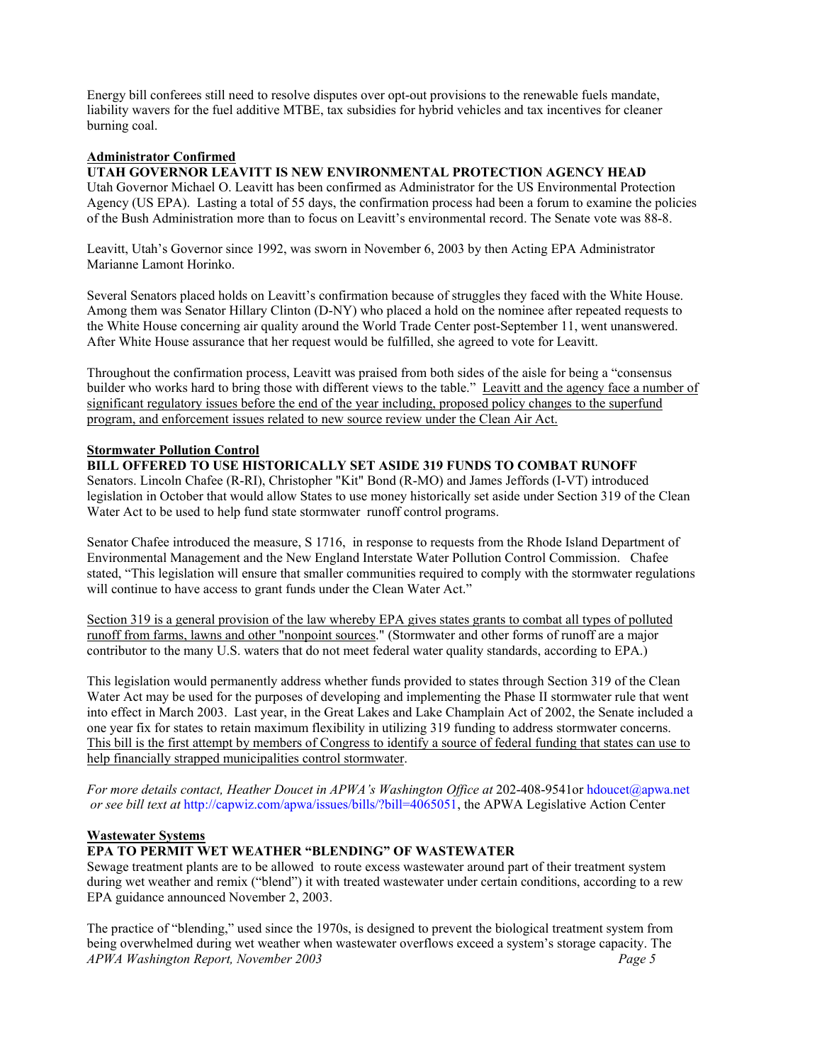Energy bill conferees still need to resolve disputes over opt-out provisions to the renewable fuels mandate, liability wavers for the fuel additive MTBE, tax subsidies for hybrid vehicles and tax incentives for cleaner burning coal.

**Administrator Confirmed**

**UTAH GOVERNOR LEAVITT IS NEW ENVIRONMENTAL PROTECTION AGENCY HEAD**

Utah Governor Michael O. Leavitt has been confirmed as Administrator for the US Environmental Protection Agency (US EPA). Lasting a total of 55 days, the confirmation process had been a forum to examine the policies of the Bush Administration more than to focus on Leavitt's environmental record. The Senate vote was 88-8.

Leavitt, Utah's Governor since 1992, was sworn in November 6, 2003 by then Acting EPA Administrator Marianne Lamont Horinko.

Several Senators placed holds on Leavitt's confirmation because of struggles they faced with the White House. Among them was Senator Hillary Clinton (D-NY) who placed a hold on the nominee after repeated requests to the White House concerning air quality around the World Trade Center post-September 11, went unanswered. After White House assurance that her request would be fulfilled, she agreed to vote for Leavitt.

Throughout the confirmation process, Leavitt was praised from both sides of the aisle for being a "consensus builder who works hard to bring those with different views to the table." Leavitt and the agency face a number of significant regulatory issues before the end of the year including, proposed policy changes to the superfund program, and enforcement issues related to new source review under the Clean Air Act.

**Stormwater Pollution Control**

**BILL OFFERED TO USE HISTORICALLY SET ASIDE 319 FUNDS TO COMBAT RUNOFF**

Senators. Lincoln Chafee (R-RI), Christopher "Kit" Bond (R-MO) and James Jeffords (I-VT) introduced legislation in October that would allow States to use money historically set aside under Section 319 of the Clean Water Act to be used to help fund state stormwater runoff control programs.

Senator Chafee introduced the measure, S 1716, in response to requests from the Rhode Island Department of Environmental Management and the New England Interstate Water Pollution Control Commission. Chafee stated, "This legislation will ensure that smaller communities required to comply with the stormwater regulations will continue to have access to grant funds under the Clean Water Act."

Section 319 is a general provision of the law whereby EPA gives states grants to combat all types of polluted runoff from farms, lawns and other "nonpoint sources." (Stormwater and other forms of runoff are a major contributor to the many U.S. waters that do not meet federal water quality standards, according to EPA.)

This legislation would permanently address whether funds provided to states through Section 319 of the Clean Water Act may be used for the purposes of developing and implementing the Phase II stormwater rule that went into effect in March 2003. Last year, in the Great Lakes and Lake Champlain Act of 2002, the Senate included a one year fix for states to retain maximum flexibility in utilizing 319 funding to address stormwater concerns. This bill is the first attempt by members of Congress to identify a source of federal funding that states can use to help financially strapped municipalities control stormwater.

*For more details contact, Heather Doucet in APWA's Washington Office at* 202-408-9541or hdoucet@apwa.net *or see bill text at* http://capwiz.com/apwa/issues/bills/?bill=4065051, the APWA Legislative Action Center

**Wastewater Systems**

**EPA TO PERMIT WET WEATHER "BLENDING" OF WASTEWATER**

Sewage treatment plants are to be allowed to route excess wastewater around part of their treatment system during wet weather and remix ("blend") it with treated wastewater under certain conditions, according to a rew EPA guidance announced November 2, 2003.

The practice of "blending," used since the 1970s, is designed to prevent the biological treatment system from being overwhelmed during wet weather when wastewater overflows exceed a system's storage capacity. The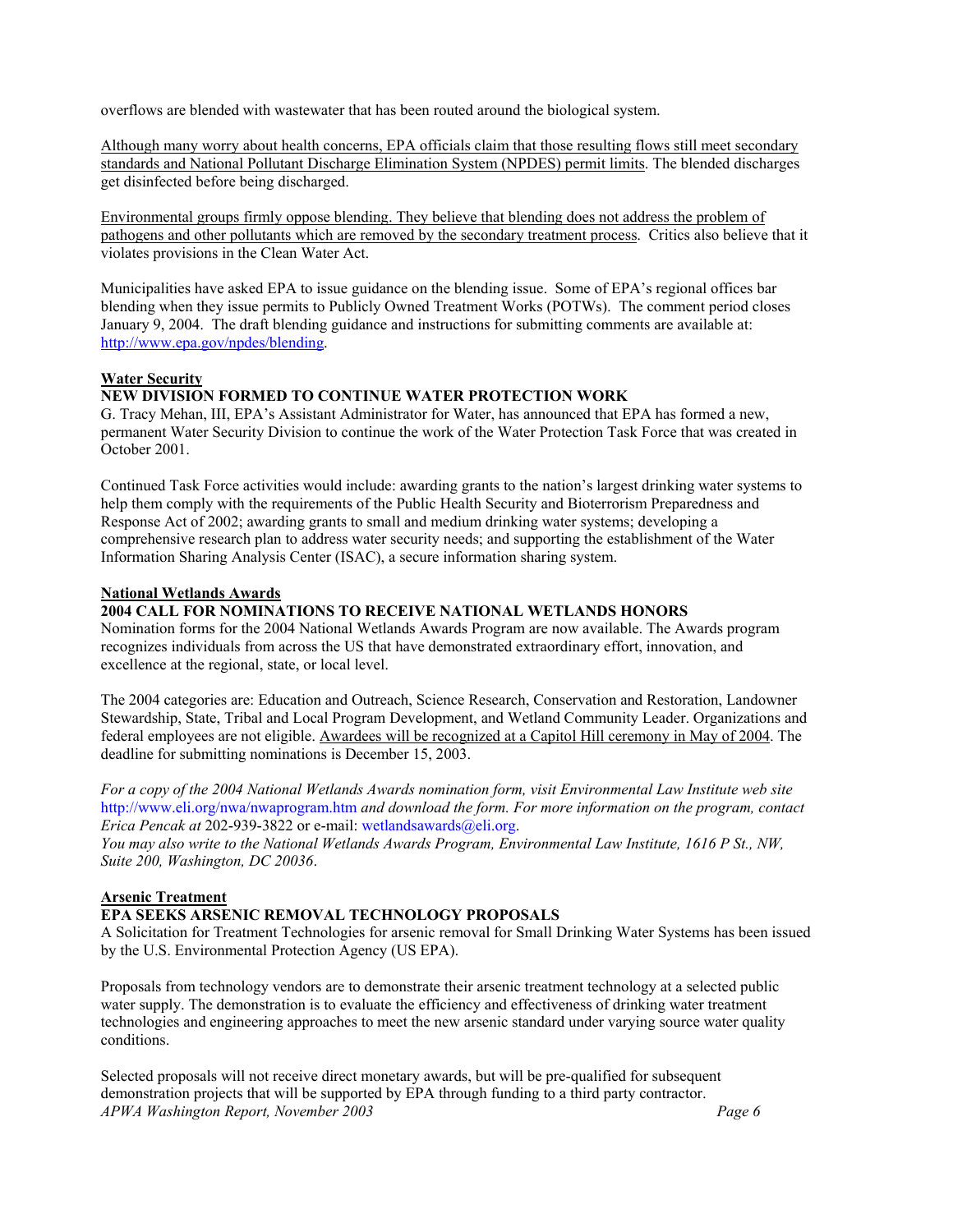overflows are blended with wastewater that has been routed around the biological system.

Although many worry about health concerns, EPA officials claim that those resulting flows still meet secondary standards and National Pollutant Discharge Elimination System (NPDES) permit limits. The blended discharges get disinfected before being discharged.

Environmental groups firmly oppose blending. They believe that blending does not address the problem of pathogens and other pollutants which are removed by the secondary treatment process. Critics also believe that it violates provisions in the Clean Water Act.

Municipalities have asked EPA to issue guidance on the blending issue. Some of EPA's regional offices bar blending when they issue permits to Publicly Owned Treatment Works (POTWs). The comment period closes January 9, 2004. The draft blending guidance and instructions for submitting comments are available at: http://www.epa.gov/npdes/blending.

## Water Security

**NEW DIVISION FORMED TO CONTINUE WATER PROTECTION WORK**

G. Tracy Mehan, III, EPA's Assistant Administrator for Water, has announced that EPA has formed a new, permanent Water Security Division to continue the work of the Water Protection Task Force that was created in October 2001.

Continued Task Force activities would include: awarding grants to the nation's largest drinking water systems to help them comply with the requirements of the Public Health Security and Bioterrorism Preparedness and Response Act of 2002; awarding grants to small and medium drinking water systems; developing a comprehensive research plan to address water security needs; and supporting the establishment of the Water Information Sharing Analysis Center (ISAC), a secure information sharing system.

## National Wetlands Awards

**2004 CALL FOR NOMINATIONS TO RECEIVE NATIONAL WETLANDS HONORS**

Nomination forms for the 2004 National Wetlands Awards Program are now available. The Awards program recognizes individuals from across the US that have demonstrated extraordinary effort, innovation, and excellence at the regional, state, or local level.

The 2004 categories are: Education and Outreach, Science Research, Conservation and Restoration, Landowner Stewardship, State, Tribal and Local Program Development, and Wetland Community Leader. Organizations and federal employees are not eligible. Awardees will be recognized at a Capitol Hill ceremony in May of 2004. The deadline for submitting nominations is December 15, 2003.

*For a copy of the 2004 National Wetlands Awards nomination form, visit Environmental Law Institute web site* http://www.eli.org/nwa/nwaprogram.htm *and download the form. For more information on the program, contact Erica Pencak at* 202-939-3822 or e-mail: wetlandsawards@eli.org.
*You may also write to the National Wetlands Awards Program, Environmental Law Institute, 1616 P St., NW, Suite 200, Washington, DC 20036*.

## Arsenic Treatment

**EPA SEEKS ARSENIC REMOVAL TECHNOLOGY PROPOSALS**

A Solicitation for Treatment Technologies for arsenic removal for Small Drinking Water Systems has been issued by the U.S. Environmental Protection Agency (US EPA).

Proposals from technology vendors are to demonstrate their arsenic treatment technology at a selected public water supply. The demonstration is to evaluate the efficiency and effectiveness of drinking water treatment technologies and engineering approaches to meet the new arsenic standard under varying source water quality conditions.

Selected proposals will not receive direct monetary awards, but will be pre-qualified for subsequent demonstration projects that will be supported by EPA through funding to a third party contractor.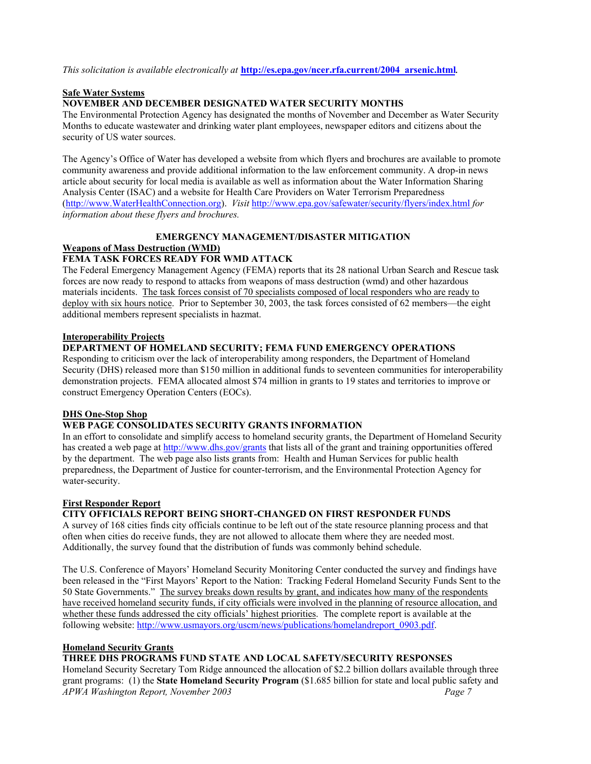*This solicitation is available electronically at* **[http://es.epa.gov/ncer.rfa.current/2004_arsenic.html](http://es.epa.gov/ncer.rfa.current/2004_arsenic.html)***.*

**Safe Water Systems**

**NOVEMBER AND DECEMBER DESIGNATED WATER SECURITY MONTHS**

The Environmental Protection Agency has designated the months of November and December as Water Security Months to educate wastewater and drinking water plant employees, newspaper editors and citizens about the security of US water sources.

The Agency's Office of Water has developed a website from which flyers and brochures are available to promote community awareness and provide additional information to the law enforcement community. A drop-in news article about security for local media is available as well as information about the Water Information Sharing Analysis Center (ISAC) and a website for Health Care Providers on Water Terrorism Preparedness (http://www.WaterHealthConnection.org). *Visit* http://www.epa.gov/safewater/security/flyers/index.html *for information about these flyers and brochures.*

## EMERGENCY MANAGEMENT/DISASTER MITIGATION

**Weapons of Mass Destruction (WMD)**

**FEMA TASK FORCES READY FOR WMD ATTACK**

The Federal Emergency Management Agency (FEMA) reports that its 28 national Urban Search and Rescue task forces are now ready to respond to attacks from weapons of mass destruction (wmd) and other hazardous materials incidents. The task forces consist of 70 specialists composed of local responders who are ready to deploy with six hours notice. Prior to September 30, 2003, the task forces consisted of 62 members—the eight additional members represent specialists in hazmat.

**Interoperability Projects**

**DEPARTMENT OF HOMELAND SECURITY; FEMA FUND EMERGENCY OPERATIONS**

Responding to criticism over the lack of interoperability among responders, the Department of Homeland Security (DHS) released more than $150 million in additional funds to seventeen communities for interoperability demonstration projects. FEMA allocated almost $74 million in grants to 19 states and territories to improve or construct Emergency Operation Centers (EOCs).

**DHS One-Stop Shop**

**WEB PAGE CONSOLIDATES SECURITY GRANTS INFORMATION**

In an effort to consolidate and simplify access to homeland security grants, the Department of Homeland Security has created a web page at http://www.dhs.gov/grants that lists all of the grant and training opportunities offered by the department. The web page also lists grants from: Health and Human Services for public health preparedness, the Department of Justice for counter-terrorism, and the Environmental Protection Agency for water-security.

**First Responder Report**

**CITY OFFICIALS REPORT BEING SHORT-CHANGED ON FIRST RESPONDER FUNDS**

A survey of 168 cities finds city officials continue to be left out of the state resource planning process and that often when cities do receive funds, they are not allowed to allocate them where they are needed most. Additionally, the survey found that the distribution of funds was commonly behind schedule.

The U.S. Conference of Mayors' Homeland Security Monitoring Center conducted the survey and findings have been released in the "First Mayors' Report to the Nation: Tracking Federal Homeland Security Funds Sent to the 50 State Governments." The survey breaks down results by grant, and indicates how many of the respondents have received homeland security funds, if city officials were involved in the planning of resource allocation, and whether these funds addressed the city officials' highest priorities. The complete report is available at the following website: http://www.usmayors.org/uscm/news/publications/homelandreport_0903.pdf.

**Homeland Security Grants**

**THREE DHS PROGRAMS FUND STATE AND LOCAL SAFETY/SECURITY RESPONSES**

Homeland Security Secretary Tom Ridge announced the allocation of $2.2 billion dollars available through three grant programs: (1) the **State Homeland Security Program** ($1.685 billion for state and local public safety and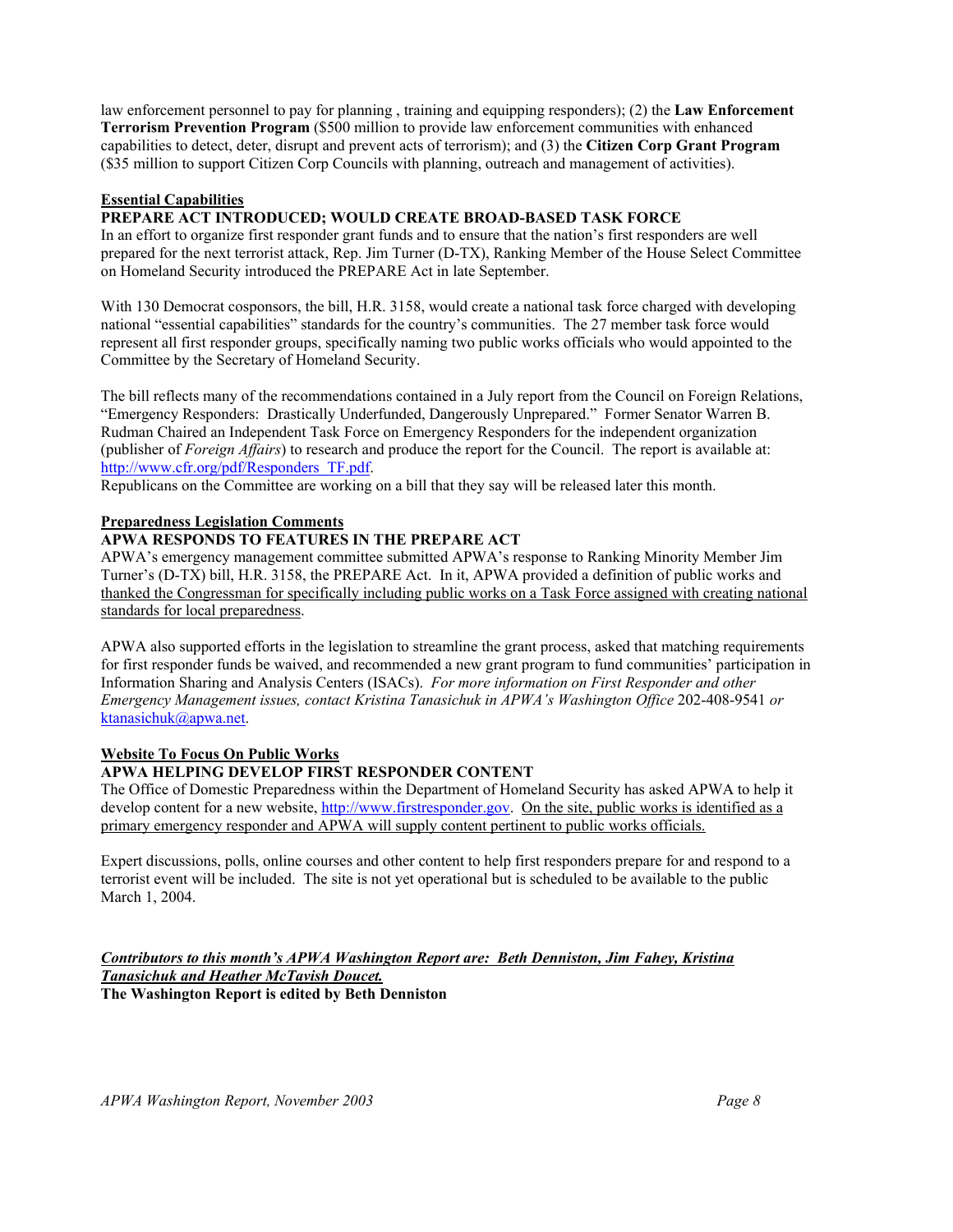law enforcement personnel to pay for planning , training and equipping responders); (2) the **Law Enforcement Terrorism Prevention Program** ($500 million to provide law enforcement communities with enhanced capabilities to detect, deter, disrupt and prevent acts of terrorism); and (3) the **Citizen Corp Grant Program** ($35 million to support Citizen Corp Councils with planning, outreach and management of activities).

**Essential Capabilities**

**PREPARE ACT INTRODUCED; WOULD CREATE BROAD-BASED TASK FORCE**

In an effort to organize first responder grant funds and to ensure that the nation's first responders are well prepared for the next terrorist attack, Rep. Jim Turner (D-TX), Ranking Member of the House Select Committee on Homeland Security introduced the PREPARE Act in late September.

With 130 Democrat cosponsors, the bill, H.R. 3158, would create a national task force charged with developing national "essential capabilities" standards for the country's communities. The 27 member task force would represent all first responder groups, specifically naming two public works officials who would appointed to the Committee by the Secretary of Homeland Security.

The bill reflects many of the recommendations contained in a July report from the Council on Foreign Relations, "Emergency Responders: Drastically Underfunded, Dangerously Unprepared." Former Senator Warren B. Rudman Chaired an Independent Task Force on Emergency Responders for the independent organization (publisher of *Foreign Affairs*) to research and produce the report for the Council. The report is available at: http://www.cfr.org/pdf/Responders_TF.pdf.

Republicans on the Committee are working on a bill that they say will be released later this month.

**Preparedness Legislation Comments**

**APWA RESPONDS TO FEATURES IN THE PREPARE ACT**

APWA's emergency management committee submitted APWA's response to Ranking Minority Member Jim Turner's (D-TX) bill, H.R. 3158, the PREPARE Act. In it, APWA provided a definition of public works and thanked the Congressman for specifically including public works on a Task Force assigned with creating national standards for local preparedness.

APWA also supported efforts in the legislation to streamline the grant process, asked that matching requirements for first responder funds be waived, and recommended a new grant program to fund communities' participation in Information Sharing and Analysis Centers (ISACs). *For more information on First Responder and other Emergency Management issues, contact Kristina Tanasichuk in APWA's Washington Office* 202-408-9541 *or* ktanasichuk@apwa.net.

**Website To Focus On Public Works**

**APWA HELPING DEVELOP FIRST RESPONDER CONTENT**

The Office of Domestic Preparedness within the Department of Homeland Security has asked APWA to help it develop content for a new website, http://www.firstresponder.gov. On the site, public works is identified as a primary emergency responder and APWA will supply content pertinent to public works officials.

Expert discussions, polls, online courses and other content to help first responders prepare for and respond to a terrorist event will be included. The site is not yet operational but is scheduled to be available to the public March 1, 2004.

***Contributors to this month's APWA Washington Report are: Beth Denniston, Jim Fahey, Kristina Tanasichuk and Heather McTavish Doucet.***

**The Washington Report is edited by Beth Denniston**